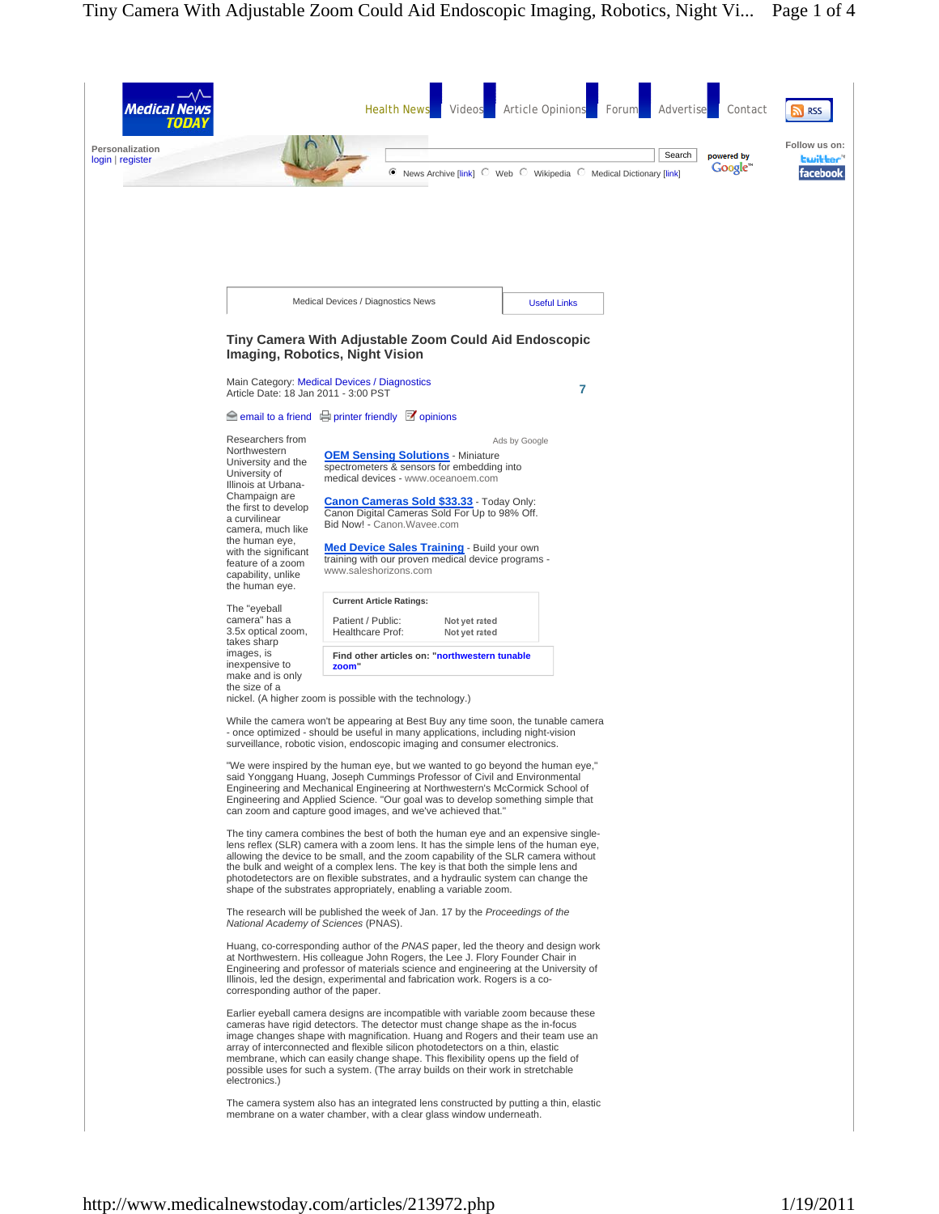Medical News TODAY

Health News | Videos | Article Opinions | Forum | Advertise | Contact

RSS

Personalization
login | register

Search

News Archive [link] Web Wikipedia Medical Dictionary [link]

powered by Google

Follow us on:
twitter
facebook

Medical Devices / Diagnostics News | Useful Links

## Tiny Camera With Adjustable Zoom Could Aid Endoscopic Imaging, Robotics, Night Vision

Main Category: Medical Devices / Diagnostics
Article Date: 18 Jan 2011 - 3:00 PST

7

email to a friend | printer friendly | opinions

Ads by Google

**OEM Sensing Solutions** - Miniature spectrometers & sensors for embedding into medical devices - www.oceanoem.com

**Canon Cameras Sold $33.33** - Today Only: Canon Digital Cameras Sold For Up to 98% Off. Bid Now! - Canon.Wavee.com

**Med Device Sales Training** - Build your own training with our proven medical device programs - www.saleshorizons.com

**Current Article Ratings:**

| | |
|---|---|
| Patient / Public: | Not yet rated |
| Healthcare Prof: | Not yet rated |

**Find other articles on: "northwestern tunable zoom"**

Researchers from Northwestern University and the University of Illinois at Urbana-Champaign are the first to develop a curvilinear camera, much like the human eye, with the significant feature of a zoom capability, unlike the human eye.

The "eyeball camera" has a 3.5x optical zoom, takes sharp images, is inexpensive to make and is only the size of a nickel. (A higher zoom is possible with the technology.)

While the camera won't be appearing at Best Buy any time soon, the tunable camera - once optimized - should be useful in many applications, including night-vision surveillance, robotic vision, endoscopic imaging and consumer electronics.

"We were inspired by the human eye, but we wanted to go beyond the human eye," said Yonggang Huang, Joseph Cummings Professor of Civil and Environmental Engineering and Mechanical Engineering at Northwestern's McCormick School of Engineering and Applied Science. "Our goal was to develop something simple that can zoom and capture good images, and we've achieved that."

The tiny camera combines the best of both the human eye and an expensive single-lens reflex (SLR) camera with a zoom lens. It has the simple lens of the human eye, allowing the device to be small, and the zoom capability of the SLR camera without the bulk and weight of a complex lens. The key is that both the simple lens and photodetectors are on flexible substrates, and a hydraulic system can change the shape of the substrates appropriately, enabling a variable zoom.

The research will be published the week of Jan. 17 by the *Proceedings of the National Academy of Sciences* (PNAS).

Huang, co-corresponding author of the *PNAS* paper, led the theory and design work at Northwestern. His colleague John Rogers, the Lee J. Flory Founder Chair in Engineering and professor of materials science and engineering at the University of Illinois, led the design, experimental and fabrication work. Rogers is a co-corresponding author of the paper.

Earlier eyeball camera designs are incompatible with variable zoom because these cameras have rigid detectors. The detector must change shape as the in-focus image changes shape with magnification. Huang and Rogers and their team use an array of interconnected and flexible silicon photodetectors on a thin, elastic membrane, which can easily change shape. This flexibility opens up the field of possible uses for such a system. (The array builds on their work in stretchable electronics.)

The camera system also has an integrated lens constructed by putting a thin, elastic membrane on a water chamber, with a clear glass window underneath.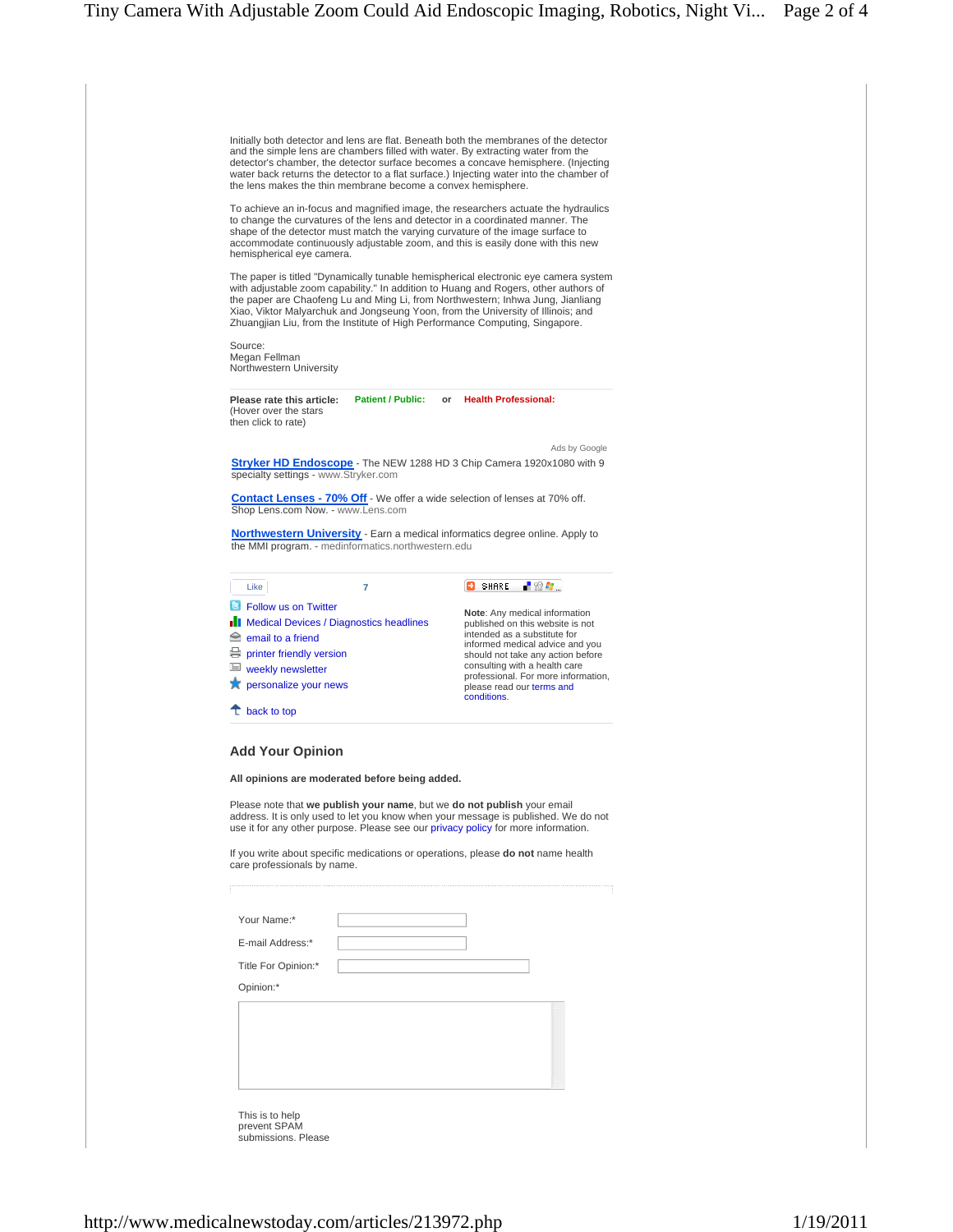Initially both detector and lens are flat. Beneath both the membranes of the detector and the simple lens are chambers filled with water. By extracting water from the detector's chamber, the detector surface becomes a concave hemisphere. (Injecting water back returns the detector to a flat surface.) Injecting water into the chamber of the lens makes the thin membrane become a convex hemisphere.

To achieve an in-focus and magnified image, the researchers actuate the hydraulics to change the curvatures of the lens and detector in a coordinated manner. The shape of the detector must match the varying curvature of the image surface to accommodate continuously adjustable zoom, and this is easily done with this new hemispherical eye camera.

The paper is titled "Dynamically tunable hemispherical electronic eye camera system with adjustable zoom capability." In addition to Huang and Rogers, other authors of the paper are Chaofeng Lu and Ming Li, from Northwestern; Inhwa Jung, Jianliang Xiao, Viktor Malyarchuk and Jongseung Yoon, from the University of Illinois; and Zhuangjian Liu, from the Institute of High Performance Computing, Singapore.

Source:
Megan Fellman
Northwestern University

**Please rate this article:** (Hover over the stars then click to rate) **Patient / Public:** or **Health Professional:**

Ads by Google

**Stryker HD Endoscope** - The NEW 1288 HD 3 Chip Camera 1920x1080 with 9 specialty settings - www.Stryker.com

**Contact Lenses - 70% Off** - We offer a wide selection of lenses at 70% off. Shop Lens.com Now. - www.Lens.com

**Northwestern University** - Earn a medical informatics degree online. Apply to the MMI program. - medinformatics.northwestern.edu

Like 7

SHARE

- Follow us on Twitter
- Medical Devices / Diagnostics headlines
- email to a friend
- printer friendly version
- weekly newsletter
- personalize your news

back to top

**Note**: Any medical information published on this website is not intended as a substitute for informed medical advice and you should not take any action before consulting with a health care professional. For more information, please read our terms and conditions.

## Add Your Opinion

**All opinions are moderated before being added.**

Please note that **we publish your name**, but we **do not publish** your email address. It is only used to let you know when your message is published. We do not use it for any other purpose. Please see our privacy policy for more information.

If you write about specific medications or operations, please **do not** name health care professionals by name.

Your Name:*

E-mail Address:*

Title For Opinion:*

Opinion:*

This is to help prevent SPAM submissions. Please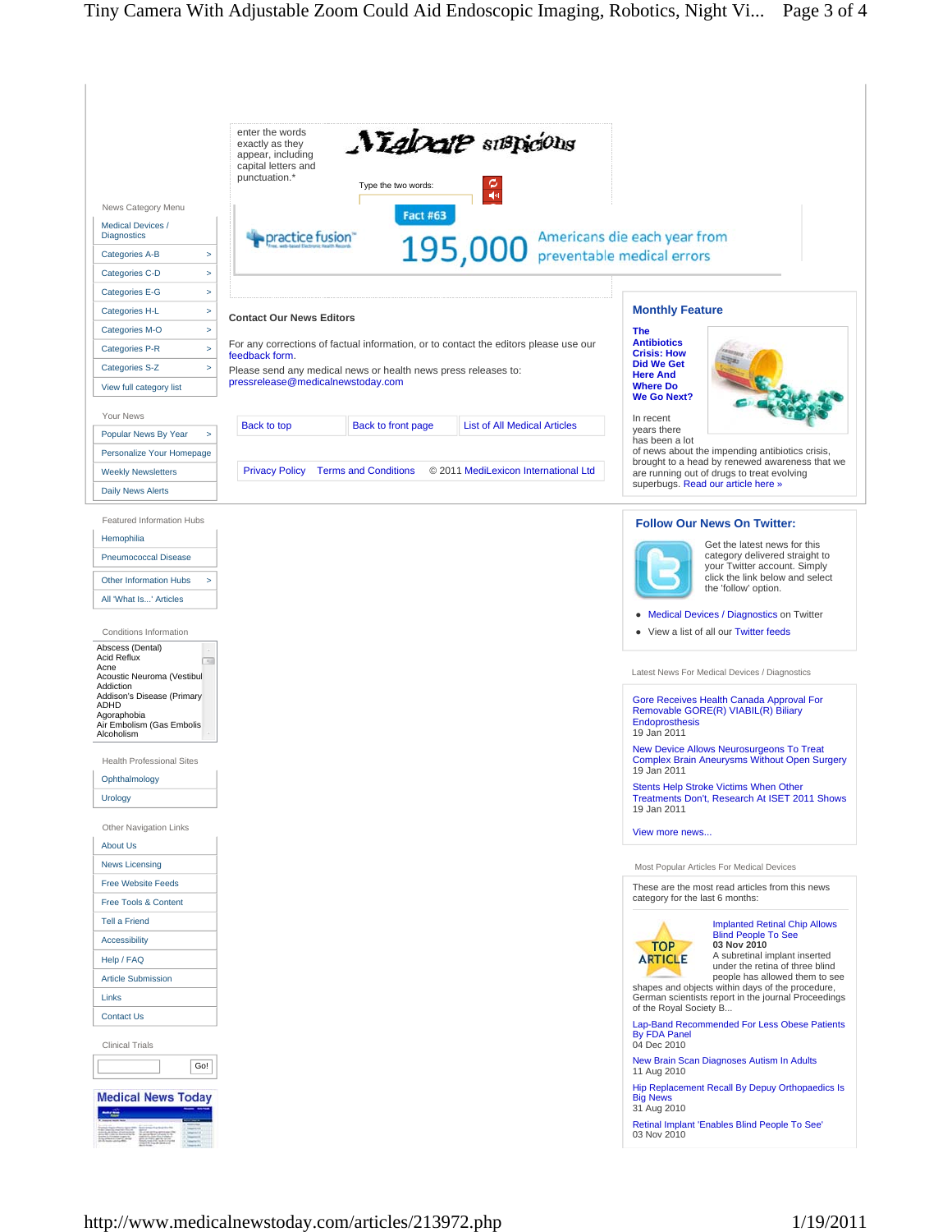enter the words exactly as they appear, including capital letters and punctuation.*

Type the two words:

Fact #63

practice fusion™

195,000 Americans die each year from preventable medical errors

### Contact Our News Editors

For any corrections of factual information, or to contact the editors please use our feedback form.

Please send any medical news or health news press releases to: pressrelease@medicalnewstoday.com

Back to top | Back to front page | List of All Medical Articles

Privacy Policy | Terms and Conditions | © 2011 MediLexicon International Ltd

News Category Menu

- Medical Devices / Diagnostics
- Categories A-B >
- Categories C-D >
- Categories E-G >
- Categories H-L >
- Categories M-O >
- Categories P-R >
- Categories S-Z >
- View full category list

Your News

- Popular News By Year >
- Personalize Your Homepage
- Weekly Newsletters
- Daily News Alerts

Featured Information Hubs

- Hemophilia
- Pneumococcal Disease
- Other Information Hubs >
- All 'What Is...' Articles

Conditions Information

- Abscess (Dental)
- Acid Reflux
- Acne
- Acoustic Neuroma (Vestibul
- Addiction
- Addison's Disease (Primary
- ADHD
- Agoraphobia
- Air Embolism (Gas Embolis
- Alcoholism

Health Professional Sites

- Ophthalmology
- Urology

Other Navigation Links

- About Us
- News Licensing
- Free Website Feeds
- Free Tools & Content
- Tell a Friend
- Accessibility
- Help / FAQ
- Article Submission
- Links
- Contact Us

Clinical Trials

Go!

Medical News Today

### Monthly Feature

**The Antibiotics Crisis: How Did We Get Here And Where Do We Go Next?**

In recent years there has been a lot of news about the impending antibiotics crisis, brought to a head by renewed awareness that we are running out of drugs to treat evolving superbugs. Read our article here »

### Follow Our News On Twitter:

Get the latest news for this category delivered straight to your Twitter account. Simply click the link below and select the 'follow' option.

- Medical Devices / Diagnostics on Twitter
- View a list of all our Twitter feeds

Latest News For Medical Devices / Diagnostics

Gore Receives Health Canada Approval For Removable GORE(R) VIABIL(R) Biliary Endoprosthesis
19 Jan 2011

New Device Allows Neurosurgeons To Treat Complex Brain Aneurysms Without Open Surgery
19 Jan 2011

Stents Help Stroke Victims When Other Treatments Don't, Research At ISET 2011 Shows
19 Jan 2011

View more news...

Most Popular Articles For Medical Devices

These are the most read articles from this news category for the last 6 months:

TOP ARTICLE

Implanted Retinal Chip Allows Blind People To See
**03 Nov 2010**
A subretinal implant inserted under the retina of three blind people has allowed them to see shapes and objects within days of the procedure, German scientists report in the journal Proceedings of the Royal Society B...

Lap-Band Recommended For Less Obese Patients By FDA Panel
04 Dec 2010

New Brain Scan Diagnoses Autism In Adults
11 Aug 2010

Hip Replacement Recall By Depuy Orthopaedics Is Big News
31 Aug 2010

Retinal Implant 'Enables Blind People To See'
03 Nov 2010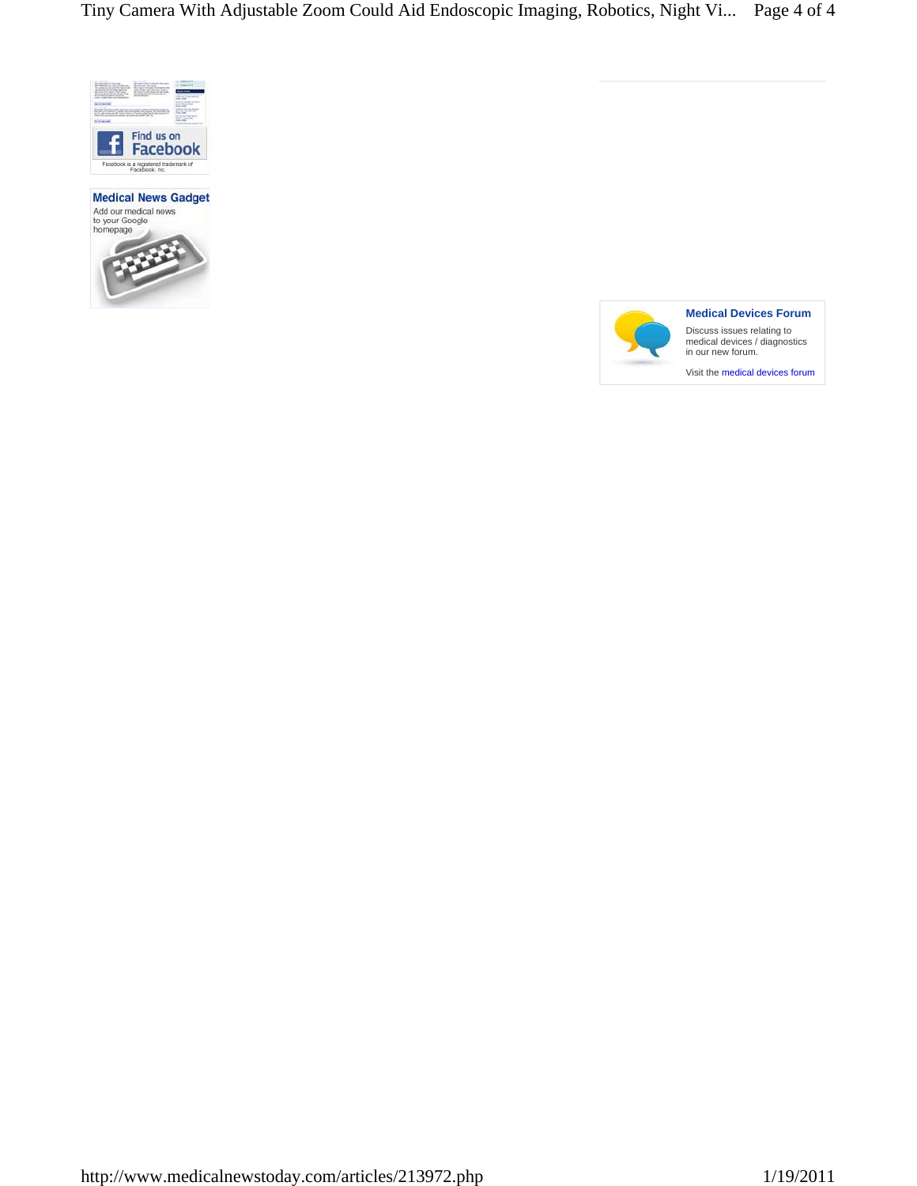Find us on Facebook

Facebook is a registered trademark of Facebook, Inc.

**Medical News Gadget**

Add our medical news to your Google homepage

**Medical Devices Forum**

Discuss issues relating to medical devices / diagnostics in our new forum.

Visit the medical devices forum